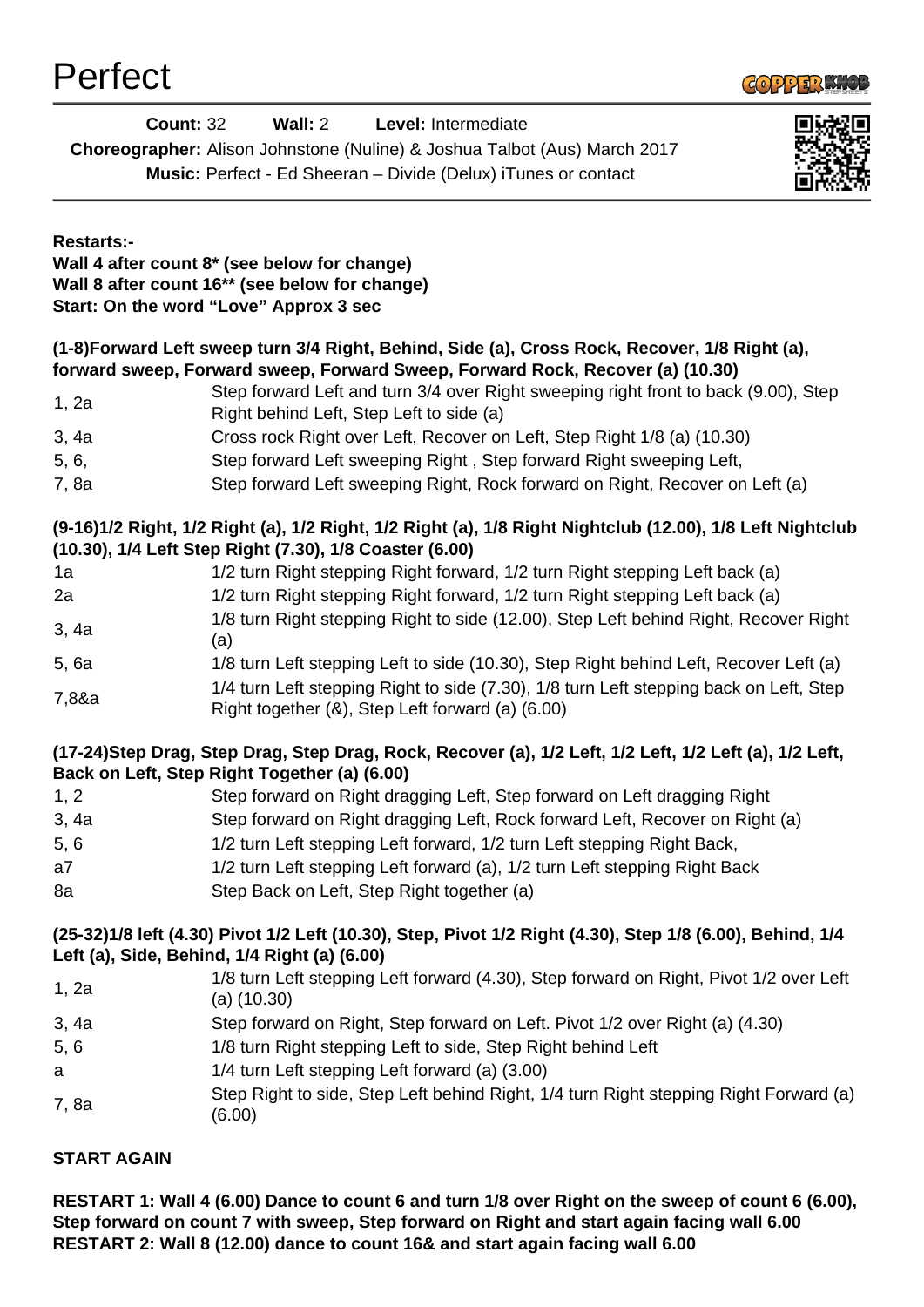# Perfect

**Count:** 32 **Wall:** 2 **Level:** Intermediate

**Choreographer:** Alison Johnstone (Nuline) & Joshua Talbot (Aus) March 2017

**Music:** Perfect - Ed Sheeran – Divide (Delux) iTunes or contact

**Restarts:-**
**Wall 4 after count 8* (see below for change)**
**Wall 8 after count 16** (see below for change)**
**Start: On the word "Love" Approx 3 sec**

**(1-8)Forward Left sweep turn 3/4 Right, Behind, Side (a), Cross Rock, Recover, 1/8 Right (a), forward sweep, Forward sweep, Forward Sweep, Forward Rock, Recover (a) (10.30)**

| | |
|---|---|
| 1, 2a | Step forward Left and turn 3/4 over Right sweeping right front to back (9.00), Step Right behind Left, Step Left to side (a) |
| 3, 4a | Cross rock Right over Left, Recover on Left, Step Right 1/8 (a) (10.30) |
| 5, 6, | Step forward Left sweeping Right , Step forward Right sweeping Left, |
| 7, 8a | Step forward Left sweeping Right, Rock forward on Right, Recover on Left (a) |

**(9-16)1/2 Right, 1/2 Right (a), 1/2 Right, 1/2 Right (a), 1/8 Right Nightclub (12.00), 1/8 Left Nightclub (10.30), 1/4 Left Step Right (7.30), 1/8 Coaster (6.00)**

| | |
|---|---|
| 1a | 1/2 turn Right stepping Right forward, 1/2 turn Right stepping Left back (a) |
| 2a | 1/2 turn Right stepping Right forward, 1/2 turn Right stepping Left back (a) |
| 3, 4a | 1/8 turn Right stepping Right to side (12.00), Step Left behind Right, Recover Right (a) |
| 5, 6a | 1/8 turn Left stepping Left to side (10.30), Step Right behind Left, Recover Left (a) |
| 7,8&a | 1/4 turn Left stepping Right to side (7.30), 1/8 turn Left stepping back on Left, Step Right together (&), Step Left forward (a) (6.00) |

**(17-24)Step Drag, Step Drag, Step Drag, Rock, Recover (a), 1/2 Left, 1/2 Left, 1/2 Left (a), 1/2 Left, Back on Left, Step Right Together (a) (6.00)**

| | |
|---|---|
| 1, 2 | Step forward on Right dragging Left, Step forward on Left dragging Right |
| 3, 4a | Step forward on Right dragging Left, Rock forward Left, Recover on Right (a) |
| 5, 6 | 1/2 turn Left stepping Left forward, 1/2 turn Left stepping Right Back, |
| a7 | 1/2 turn Left stepping Left forward (a), 1/2 turn Left stepping Right Back |
| 8a | Step Back on Left, Step Right together (a) |

**(25-32)1/8 left (4.30) Pivot 1/2 Left (10.30), Step, Pivot 1/2 Right (4.30), Step 1/8 (6.00), Behind, 1/4 Left (a), Side, Behind, 1/4 Right (a) (6.00)**

| | |
|---|---|
| 1, 2a | 1/8 turn Left stepping Left forward (4.30), Step forward on Right, Pivot 1/2 over Left (a) (10.30) |
| 3, 4a | Step forward on Right, Step forward on Left. Pivot 1/2 over Right (a) (4.30) |
| 5, 6 | 1/8 turn Right stepping Left to side, Step Right behind Left |
| a | 1/4 turn Left stepping Left forward (a) (3.00) |
| 7, 8a | Step Right to side, Step Left behind Right, 1/4 turn Right stepping Right Forward (a) (6.00) |

**START AGAIN**

**RESTART 1: Wall 4 (6.00) Dance to count 6 and turn 1/8 over Right on the sweep of count 6 (6.00), Step forward on count 7 with sweep, Step forward on Right and start again facing wall 6.00**
**RESTART 2: Wall 8 (12.00) dance to count 16& and start again facing wall 6.00**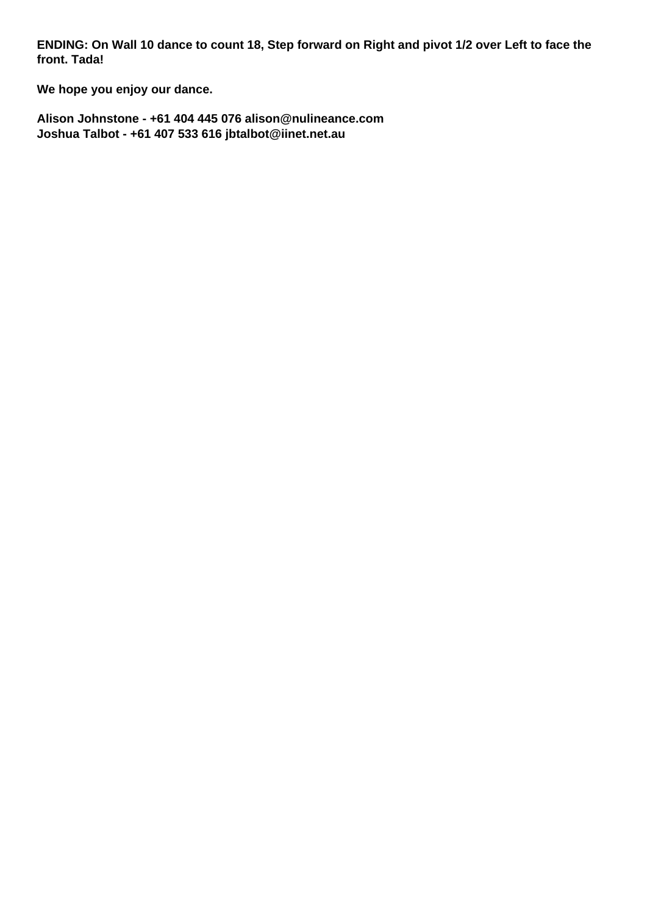**ENDING: On Wall 10 dance to count 18, Step forward on Right and pivot 1/2 over Left to face the front. Tada!**

**We hope you enjoy our dance.**

**Alison Johnstone - +61 404 445 076 alison@nulineance.com**
**Joshua Talbot - +61 407 533 616 jbtalbot@iinet.net.au**